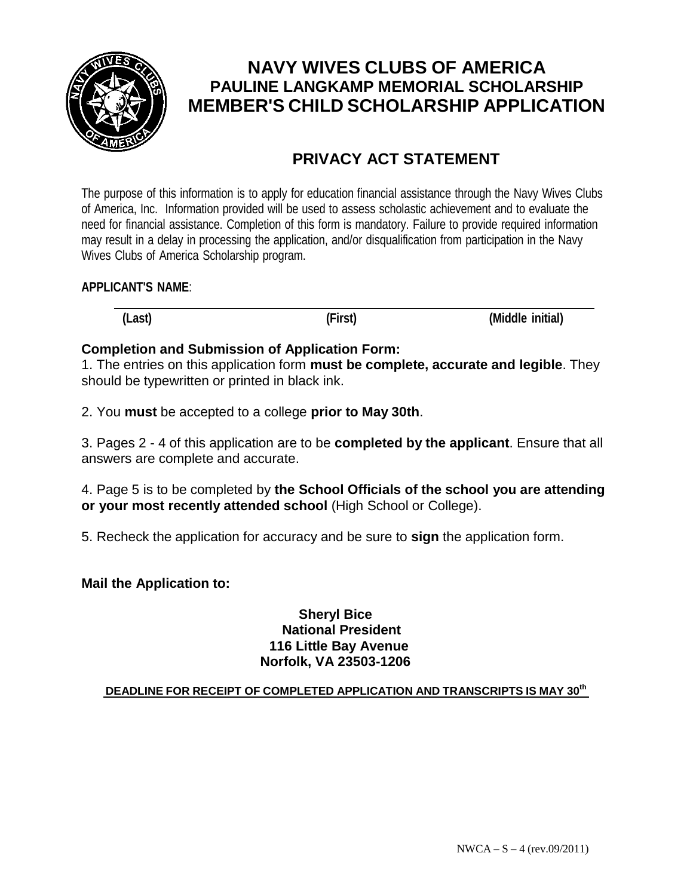# NAVY WIVES CLUBS OF AMERICA

## PAULINE LANGKAMP MEMORIAL SCHOLARSHIP

## MEMBER'S CHILD SCHOLARSHIP APPLICATION

## PRIVACY ACT STATEMENT

The purpose of this information is to apply for education financial assistance through the Navy Wives Clubs of America, Inc. Information provided will be used to assess scholastic achievement and to evaluate the need for financial assistance. Completion of this form is mandatory. Failure to provide required information may result in a delay in processing the application, and/or disqualification from participation in the Navy Wives Clubs of America Scholarship program.

**APPLICANT'S NAME**:

______________________________________________________________

**(Last)** **(First)** **(Middle initial)**

**Completion and Submission of Application Form:**

1. The entries on this application form **must be complete, accurate and legible**. They should be typewritten or printed in black ink.

2. You **must** be accepted to a college **prior to May 30th**.

3. Pages 2 - 4 of this application are to be **completed by the applicant**. Ensure that all answers are complete and accurate.

4. Page 5 is to be completed by **the School Officials of the school you are attending or your most recently attended school** (High School or College).

5. Recheck the application for accuracy and be sure to **sign** the application form.

**Mail the Application to:**

**Sheryl Bice**
**National President**
**116 Little Bay Avenue**
**Norfolk, VA 23503-1206**

**DEADLINE FOR RECEIPT OF COMPLETED APPLICATION AND TRANSCRIPTS IS MAY 30th**

NWCA – S – 4 (rev.09/2011)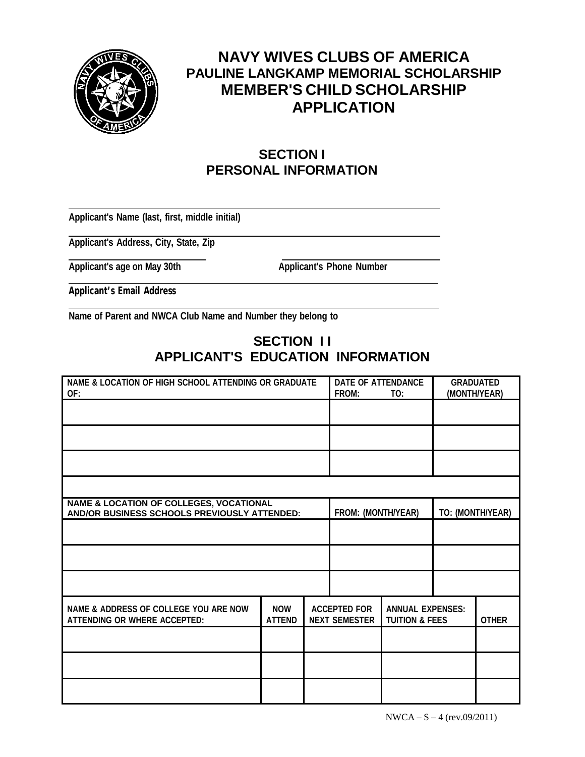# NAVY WIVES CLUBS OF AMERICA
## PAULINE LANGKAMP MEMORIAL SCHOLARSHIP
## MEMBER'S CHILD SCHOLARSHIP
## APPLICATION

## SECTION I
## PERSONAL INFORMATION

______________________________________________

**Applicant's Name (last, first, middle initial)**

______________________________________________

**Applicant's Address, City, State, Zip**

____________________ ____________________

**Applicant's age on May 30th** **Applicant's Phone Number**

______________________________________________

***Applicant's Email Address***

______________________________________________

**Name of Parent and NWCA Club Name and Number they belong to**

## SECTION I I
## APPLICANT'S EDUCATION INFORMATION

| NAME & LOCATION OF HIGH SCHOOL ATTENDING OR GRADUATE OF: | DATE OF ATTENDANCE FROM: TO: | GRADUATED (MONTH/YEAR) |
|---|---|---|
| | | |
| | | |
| | | |

| NAME & LOCATION OF COLLEGES, VOCATIONAL AND/OR BUSINESS SCHOOLS PREVIOUSLY ATTENDED: | FROM: (MONTH/YEAR) | TO: (MONTH/YEAR) |
|---|---|---|
| | | |
| | | |
| | | |

| NAME & ADDRESS OF COLLEGE YOU ARE NOW ATTENDING OR WHERE ACCEPTED: | NOW ATTEND | ACCEPTED FOR NEXT SEMESTER | ANNUAL EXPENSES: TUITION & FEES | OTHER |
|---|---|---|---|---|
| | | | | |
| | | | | |
| | | | | |

NWCA – S – 4 (rev.09/2011)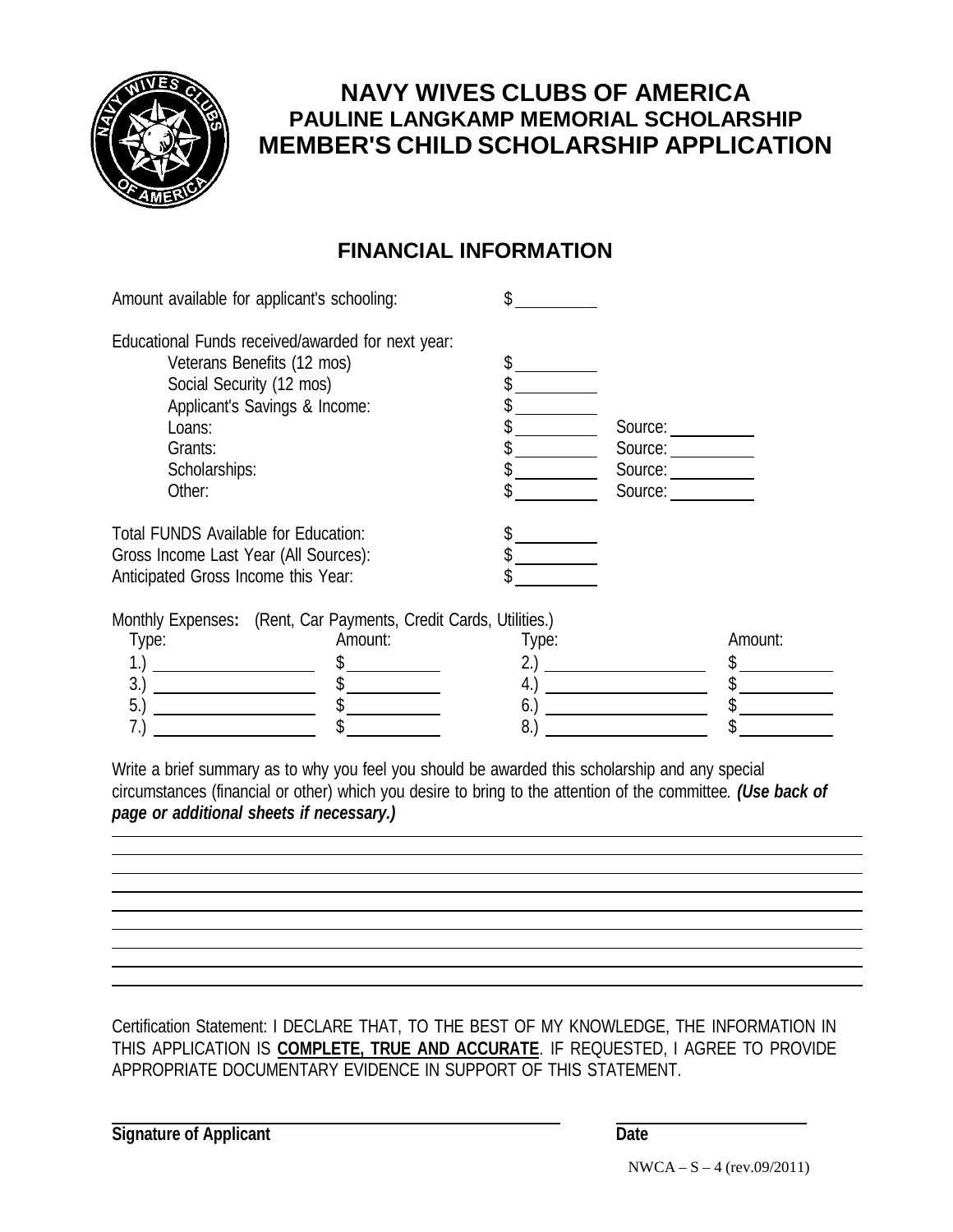# NAVY WIVES CLUBS OF AMERICA
## PAULINE LANGKAMP MEMORIAL SCHOLARSHIP
## MEMBER'S CHILD SCHOLARSHIP APPLICATION

## FINANCIAL INFORMATION

Amount available for applicant's schooling: $ __________

Educational Funds received/awarded for next year:

- Veterans Benefits (12 mos) $ __________
- Social Security (12 mos) $ __________
- Applicant's Savings & Income: $ __________
- Loans: $ __________ Source: __________
- Grants: $ __________ Source: __________
- Scholarships: $ __________ Source: __________
- Other: $ __________ Source: __________

Total FUNDS Available for Education: $ __________

Gross Income Last Year (All Sources): $ __________

Anticipated Gross Income this Year: $ __________

Monthly Expenses**:** (Rent, Car Payments, Credit Cards, Utilities.)

| Type: | Amount: | Type: | Amount: |
|---|---|---|---|
| 1.) __________ | $ __________ | 2.) __________ | $ __________ |
| 3.) __________ | $ __________ | 4.) __________ | $ __________ |
| 5.) __________ | $ __________ | 6.) __________ | $ __________ |
| 7.) __________ | $ __________ | 8.) __________ | $ __________ |

Write a brief summary as to why you feel you should be awarded this scholarship and any special circumstances (financial or other) which you desire to bring to the attention of the committee. ***(Use back of page or additional sheets if necessary.)***

______________________________________________________________________

______________________________________________________________________

______________________________________________________________________

______________________________________________________________________

______________________________________________________________________

______________________________________________________________________

______________________________________________________________________

______________________________________________________________________

______________________________________________________________________

Certification Statement: I DECLARE THAT, TO THE BEST OF MY KNOWLEDGE, THE INFORMATION IN THIS APPLICATION IS **COMPLETE, TRUE AND ACCURATE**. IF REQUESTED, I AGREE TO PROVIDE APPROPRIATE DOCUMENTARY EVIDENCE IN SUPPORT OF THIS STATEMENT.

______________________________ ______________

**Signature of Applicant** **Date**

NWCA – S – 4 (rev.09/2011)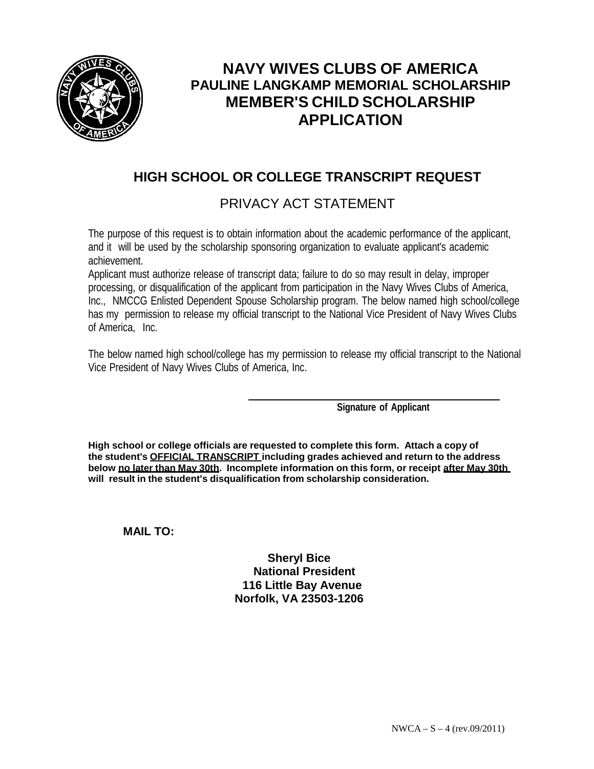# NAVY WIVES CLUBS OF AMERICA

## PAULINE LANGKAMP MEMORIAL SCHOLARSHIP

## MEMBER'S CHILD SCHOLARSHIP APPLICATION

## HIGH SCHOOL OR COLLEGE TRANSCRIPT REQUEST

### PRIVACY ACT STATEMENT

The purpose of this request is to obtain information about the academic performance of the applicant, and it will be used by the scholarship sponsoring organization to evaluate applicant's academic achievement.

Applicant must authorize release of transcript data; failure to do so may result in delay, improper processing, or disqualification of the applicant from participation in the Navy Wives Clubs of America, Inc., NMCCG Enlisted Dependent Spouse Scholarship program. The below named high school/college has my permission to release my official transcript to the National Vice President of Navy Wives Clubs of America, Inc.

The below named high school/college has my permission to release my official transcript to the National Vice President of Navy Wives Clubs of America, Inc.

\_\_\_\_\_\_\_\_\_\_\_\_\_\_\_\_\_\_\_\_\_\_\_\_\_\_\_\_\_\_\_\_\_\_\_\_\_\_\_\_

**Signature of Applicant**

**High school or college officials are requested to complete this form. Attach a copy of the student's OFFICIAL TRANSCRIPT including grades achieved and return to the address below no later than May 30th. Incomplete information on this form, or receipt after May 30th will result in the student's disqualification from scholarship consideration.**

**MAIL TO:**

**Sheryl Bice**
**National President**
**116 Little Bay Avenue**
**Norfolk, VA 23503-1206**

NWCA – S – 4 (rev.09/2011)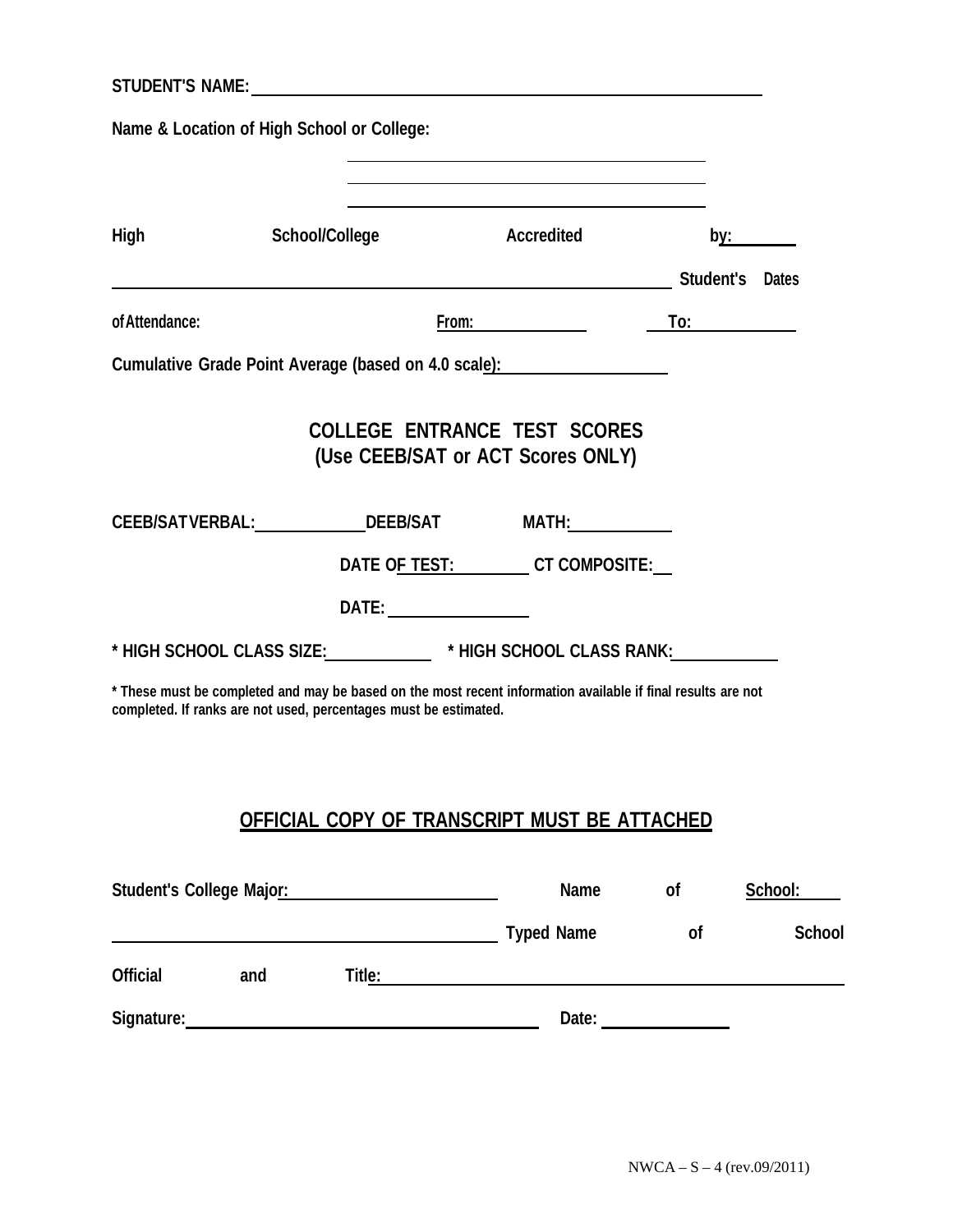STUDENT'S NAME: \_\_\_\_\_\_\_\_\_\_\_\_\_\_\_\_\_\_\_\_\_\_\_\_\_\_\_\_\_\_\_\_\_\_\_\_\_\_\_\_

Name & Location of High School or College:

\_\_\_\_\_\_\_\_\_\_\_\_\_\_\_\_\_\_\_\_\_\_\_\_\_\_\_\_\_\_\_\_

\_\_\_\_\_\_\_\_\_\_\_\_\_\_\_\_\_\_\_\_\_\_\_\_\_\_\_\_\_\_\_\_

\_\_\_\_\_\_\_\_\_\_\_\_\_\_\_\_\_\_\_\_\_\_\_\_\_\_\_\_\_\_\_\_

High School/College Accredited by: \_\_\_\_\_\_\_\_

\_\_\_\_\_\_\_\_\_\_\_\_\_\_\_\_\_\_\_\_\_\_\_\_\_\_\_\_\_\_\_\_\_\_\_\_\_\_\_\_\_\_\_\_ Student's Dates of Attendance: From: \_\_\_\_\_\_\_\_\_\_ To: \_\_\_\_\_\_\_\_\_\_

Cumulative Grade Point Average (based on 4.0 scale): \_\_\_\_\_\_\_\_\_\_\_\_\_\_

## COLLEGE ENTRANCE TEST SCORES
## (Use CEEB/SAT or ACT Scores ONLY)

CEEB/SATVERBAL: \_\_\_\_\_\_\_\_\_\_ DEEB/SAT MATH: \_\_\_\_\_\_\_\_\_\_

DATE OF TEST: \_\_\_\_\_\_\_\_ CT COMPOSITE: \_\_

DATE: \_\_\_\_\_\_\_\_\_\_\_\_

* HIGH SCHOOL CLASS SIZE: \_\_\_\_\_\_\_\_\_\_ * HIGH SCHOOL CLASS RANK: \_\_\_\_\_\_\_\_\_\_

**\* These must be completed and may be based on the most recent information available if final results are not completed. If ranks are not used, percentages must be estimated.**

## OFFICIAL COPY OF TRANSCRIPT MUST BE ATTACHED

Student's College Major: \_\_\_\_\_\_\_\_\_\_\_\_\_\_\_\_\_\_\_\_ Name of School: \_\_\_\_\_

\_\_\_\_\_\_\_\_\_\_\_\_\_\_\_\_\_\_\_\_\_\_\_\_\_\_\_\_\_\_\_\_\_\_\_\_ Typed Name of School Official and Title: \_\_\_\_\_\_\_\_\_\_\_\_\_\_\_\_\_\_\_\_\_\_\_\_\_\_\_\_\_\_\_\_\_\_\_\_\_\_\_\_

Signature: \_\_\_\_\_\_\_\_\_\_\_\_\_\_\_\_\_\_\_\_\_\_\_\_\_\_\_\_\_\_\_\_ Date: \_\_\_\_\_\_\_\_\_\_\_\_

NWCA – S – 4 (rev.09/2011)